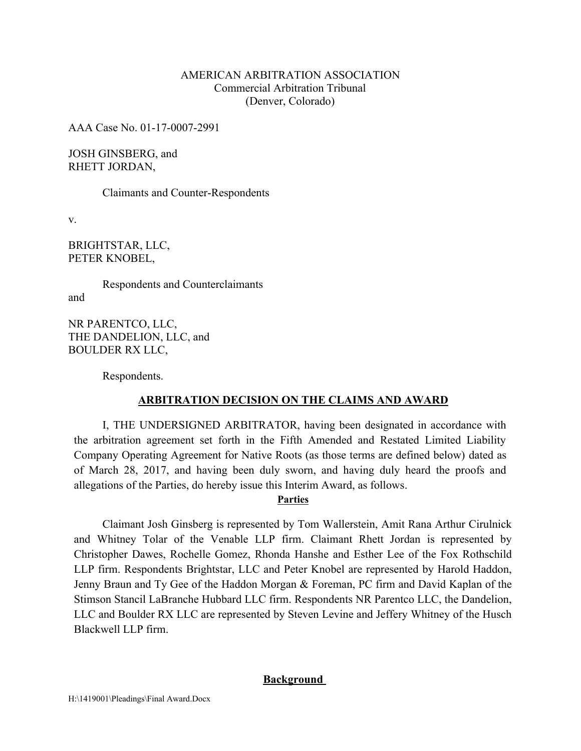AMERICAN ARBITRATION ASSOCIATION
Commercial Arbitration Tribunal
(Denver, Colorado)

AAA Case No. 01-17-0007-2991

JOSH GINSBERG, and
RHETT JORDAN,

Claimants and Counter-Respondents

v.

BRIGHTSTAR, LLC,
PETER KNOBEL,

Respondents and Counterclaimants

and

NR PARENTCO, LLC,
THE DANDELION, LLC, and
BOULDER RX LLC,

Respondents.

## ARBITRATION DECISION ON THE CLAIMS AND AWARD

I, THE UNDERSIGNED ARBITRATOR, having been designated in accordance with the arbitration agreement set forth in the Fifth Amended and Restated Limited Liability Company Operating Agreement for Native Roots (as those terms are defined below) dated as of March 28, 2017, and having been duly sworn, and having duly heard the proofs and allegations of the Parties, do hereby issue this Interim Award, as follows.

### Parties

Claimant Josh Ginsberg is represented by Tom Wallerstein, Amit Rana Arthur Cirulnick and Whitney Tolar of the Venable LLP firm. Claimant Rhett Jordan is represented by Christopher Dawes, Rochelle Gomez, Rhonda Hanshe and Esther Lee of the Fox Rothschild LLP firm. Respondents Brightstar, LLC and Peter Knobel are represented by Harold Haddon, Jenny Braun and Ty Gee of the Haddon Morgan & Foreman, PC firm and David Kaplan of the Stimson Stancil LaBranche Hubbard LLC firm. Respondents NR Parentco LLC, the Dandelion, LLC and Boulder RX LLC are represented by Steven Levine and Jeffery Whitney of the Husch Blackwell LLP firm.

### Background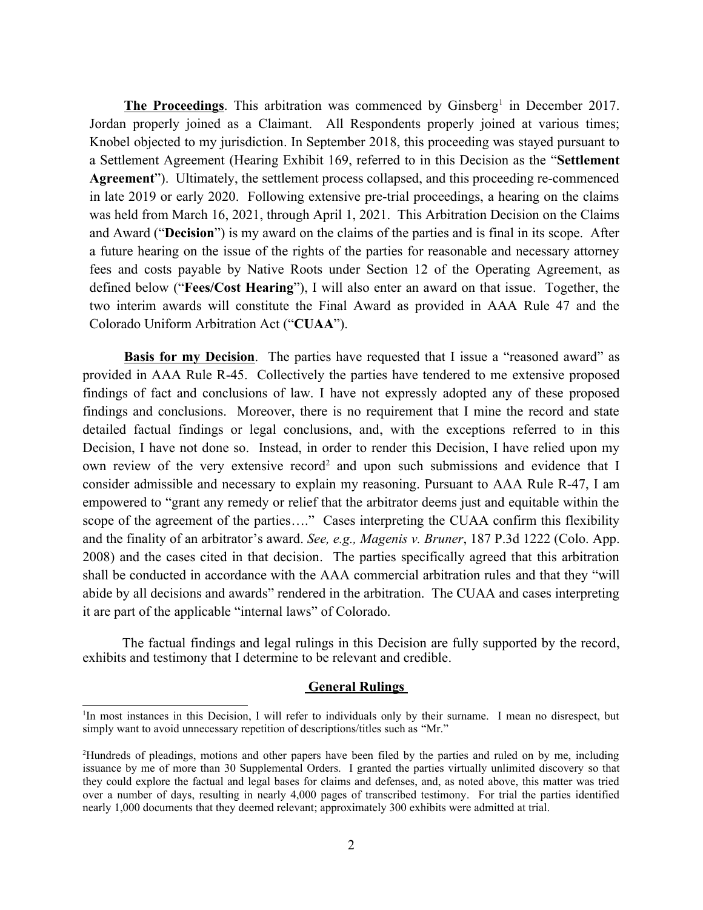**The Proceedings**. This arbitration was commenced by Ginsberg[1] in December 2017. Jordan properly joined as a Claimant. All Respondents properly joined at various times; Knobel objected to my jurisdiction. In September 2018, this proceeding was stayed pursuant to a Settlement Agreement (Hearing Exhibit 169, referred to in this Decision as the "**Settlement Agreement**"). Ultimately, the settlement process collapsed, and this proceeding re-commenced in late 2019 or early 2020. Following extensive pre-trial proceedings, a hearing on the claims was held from March 16, 2021, through April 1, 2021. This Arbitration Decision on the Claims and Award ("**Decision**") is my award on the claims of the parties and is final in its scope. After a future hearing on the issue of the rights of the parties for reasonable and necessary attorney fees and costs payable by Native Roots under Section 12 of the Operating Agreement, as defined below ("**Fees/Cost Hearing**"), I will also enter an award on that issue. Together, the two interim awards will constitute the Final Award as provided in AAA Rule 47 and the Colorado Uniform Arbitration Act ("**CUAA**").

**Basis for my Decision**. The parties have requested that I issue a "reasoned award" as provided in AAA Rule R-45. Collectively the parties have tendered to me extensive proposed findings of fact and conclusions of law. I have not expressly adopted any of these proposed findings and conclusions. Moreover, there is no requirement that I mine the record and state detailed factual findings or legal conclusions, and, with the exceptions referred to in this Decision, I have not done so. Instead, in order to render this Decision, I have relied upon my own review of the very extensive record[2] and upon such submissions and evidence that I consider admissible and necessary to explain my reasoning. Pursuant to AAA Rule R-47, I am empowered to "grant any remedy or relief that the arbitrator deems just and equitable within the scope of the agreement of the parties…." Cases interpreting the CUAA confirm this flexibility and the finality of an arbitrator's award. *See, e.g., Magenis v. Bruner*, 187 P.3d 1222 (Colo. App. 2008) and the cases cited in that decision. The parties specifically agreed that this arbitration shall be conducted in accordance with the AAA commercial arbitration rules and that they "will abide by all decisions and awards" rendered in the arbitration. The CUAA and cases interpreting it are part of the applicable "internal laws" of Colorado.

The factual findings and legal rulings in this Decision are fully supported by the record, exhibits and testimony that I determine to be relevant and credible.

## General Rulings

[1] In most instances in this Decision, I will refer to individuals only by their surname. I mean no disrespect, but simply want to avoid unnecessary repetition of descriptions/titles such as "Mr."

[2] Hundreds of pleadings, motions and other papers have been filed by the parties and ruled on by me, including issuance by me of more than 30 Supplemental Orders. I granted the parties virtually unlimited discovery so that they could explore the factual and legal bases for claims and defenses, and, as noted above, this matter was tried over a number of days, resulting in nearly 4,000 pages of transcribed testimony. For trial the parties identified nearly 1,000 documents that they deemed relevant; approximately 300 exhibits were admitted at trial.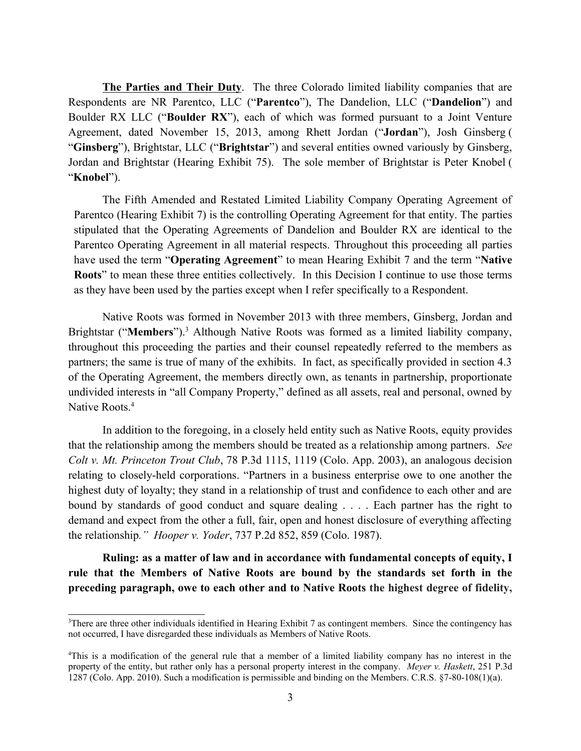**<u>The Parties and Their Duty</u>**. The three Colorado limited liability companies that are Respondents are NR Parentco, LLC ("**Parentco**"), The Dandelion, LLC ("**Dandelion**") and Boulder RX LLC ("**Boulder RX**"), each of which was formed pursuant to a Joint Venture Agreement, dated November 15, 2013, among Rhett Jordan ("**Jordan**"), Josh Ginsberg ("**Ginsberg**"), Brightstar, LLC ("**Brightstar**") and several entities owned variously by Ginsberg, Jordan and Brightstar (Hearing Exhibit 75). The sole member of Brightstar is Peter Knobel ("**Knobel**").

The Fifth Amended and Restated Limited Liability Company Operating Agreement of Parentco (Hearing Exhibit 7) is the controlling Operating Agreement for that entity. The parties stipulated that the Operating Agreements of Dandelion and Boulder RX are identical to the Parentco Operating Agreement in all material respects. Throughout this proceeding all parties have used the term "**Operating Agreement**" to mean Hearing Exhibit 7 and the term "**Native Roots**" to mean these three entities collectively. In this Decision I continue to use those terms as they have been used by the parties except when I refer specifically to a Respondent.

Native Roots was formed in November 2013 with three members, Ginsberg, Jordan and Brightstar ("**Members**").[3] Although Native Roots was formed as a limited liability company, throughout this proceeding the parties and their counsel repeatedly referred to the members as partners; the same is true of many of the exhibits. In fact, as specifically provided in section 4.3 of the Operating Agreement, the members directly own, as tenants in partnership, proportionate undivided interests in "all Company Property," defined as all assets, real and personal, owned by Native Roots.[4]

In addition to the foregoing, in a closely held entity such as Native Roots, equity provides that the relationship among the members should be treated as a relationship among partners. *See Colt v. Mt. Princeton Trout Club*, 78 P.3d 1115, 1119 (Colo. App. 2003), an analogous decision relating to closely-held corporations. "Partners in a business enterprise owe to one another the highest duty of loyalty; they stand in a relationship of trust and confidence to each other and are bound by standards of good conduct and square dealing . . . . Each partner has the right to demand and expect from the other a full, fair, open and honest disclosure of everything affecting the relationship*." Hooper v. Yoder*, 737 P.2d 852, 859 (Colo. 1987).

**Ruling: as a matter of law and in accordance with fundamental concepts of equity, I rule that the Members of Native Roots are bound by the standards set forth in the preceding paragraph, owe to each other and to Native Roots the highest degree of fidelity,**

---

[3]There are three other individuals identified in Hearing Exhibit 7 as contingent members. Since the contingency has not occurred, I have disregarded these individuals as Members of Native Roots.

[4]This is a modification of the general rule that a member of a limited liability company has no interest in the property of the entity, but rather only has a personal property interest in the company. *Meyer v. Haskett*, 251 P.3d 1287 (Colo. App. 2010). Such a modification is permissible and binding on the Members. C.R.S. §7-80-108(1)(a).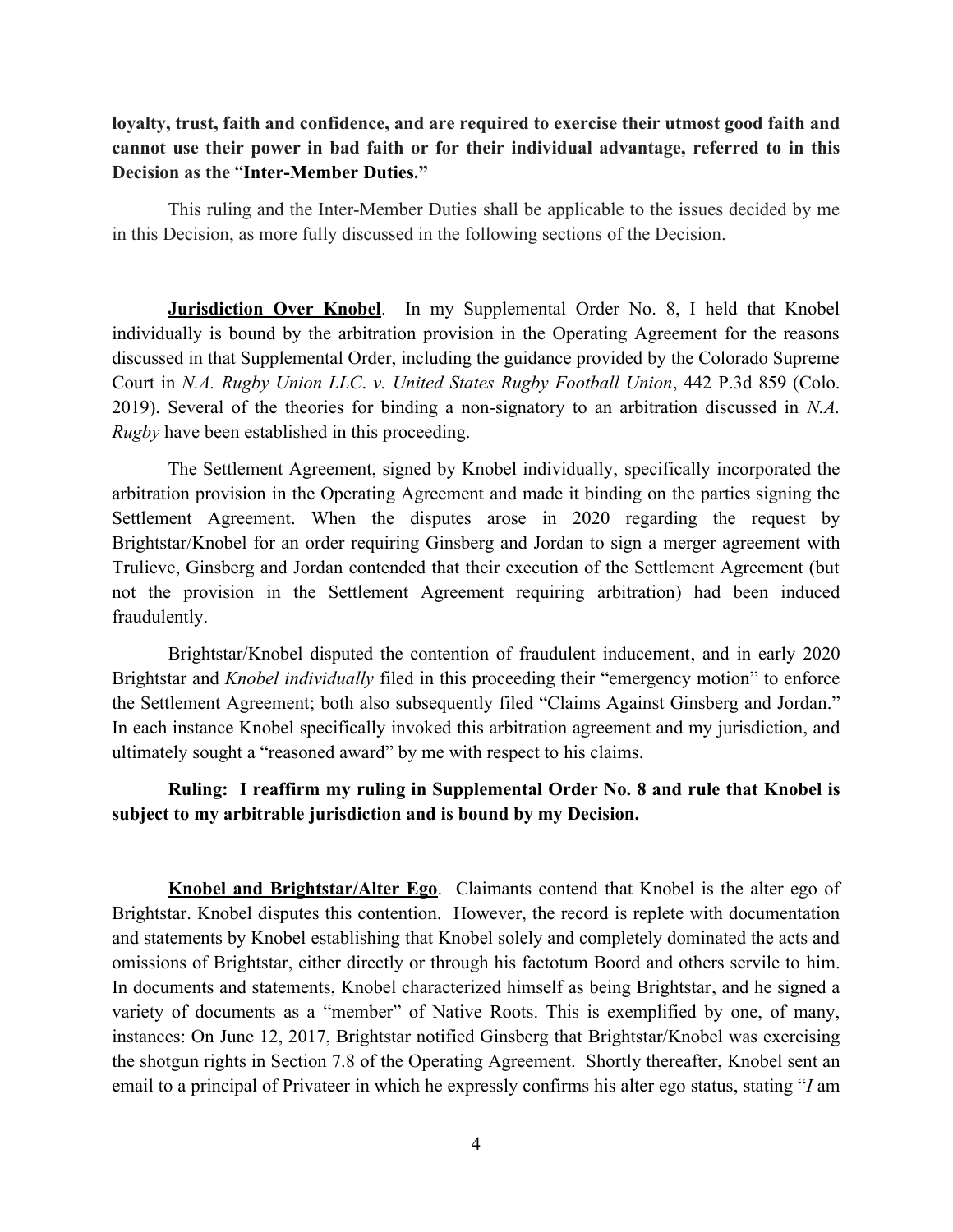**loyalty, trust, faith and confidence, and are required to exercise their utmost good faith and cannot use their power in bad faith or for their individual advantage, referred to in this Decision as the "Inter-Member Duties."**

This ruling and the Inter-Member Duties shall be applicable to the issues decided by me in this Decision, as more fully discussed in the following sections of the Decision.

**Jurisdiction Over Knobel**. In my Supplemental Order No. 8, I held that Knobel individually is bound by the arbitration provision in the Operating Agreement for the reasons discussed in that Supplemental Order, including the guidance provided by the Colorado Supreme Court in *N.A. Rugby Union LLC*. *v. United States Rugby Football Union*, 442 P.3d 859 (Colo. 2019). Several of the theories for binding a non-signatory to an arbitration discussed in *N.A. Rugby* have been established in this proceeding.

The Settlement Agreement, signed by Knobel individually, specifically incorporated the arbitration provision in the Operating Agreement and made it binding on the parties signing the Settlement Agreement. When the disputes arose in 2020 regarding the request by Brightstar/Knobel for an order requiring Ginsberg and Jordan to sign a merger agreement with Trulieve, Ginsberg and Jordan contended that their execution of the Settlement Agreement (but not the provision in the Settlement Agreement requiring arbitration) had been induced fraudulently.

Brightstar/Knobel disputed the contention of fraudulent inducement, and in early 2020 Brightstar and *Knobel individually* filed in this proceeding their "emergency motion" to enforce the Settlement Agreement; both also subsequently filed "Claims Against Ginsberg and Jordan." In each instance Knobel specifically invoked this arbitration agreement and my jurisdiction, and ultimately sought a "reasoned award" by me with respect to his claims.

**Ruling: I reaffirm my ruling in Supplemental Order No. 8 and rule that Knobel is subject to my arbitrable jurisdiction and is bound by my Decision.**

**Knobel and Brightstar/Alter Ego**. Claimants contend that Knobel is the alter ego of Brightstar. Knobel disputes this contention. However, the record is replete with documentation and statements by Knobel establishing that Knobel solely and completely dominated the acts and omissions of Brightstar, either directly or through his factotum Boord and others servile to him. In documents and statements, Knobel characterized himself as being Brightstar, and he signed a variety of documents as a "member" of Native Roots. This is exemplified by one, of many, instances: On June 12, 2017, Brightstar notified Ginsberg that Brightstar/Knobel was exercising the shotgun rights in Section 7.8 of the Operating Agreement. Shortly thereafter, Knobel sent an email to a principal of Privateer in which he expressly confirms his alter ego status, stating "*I* am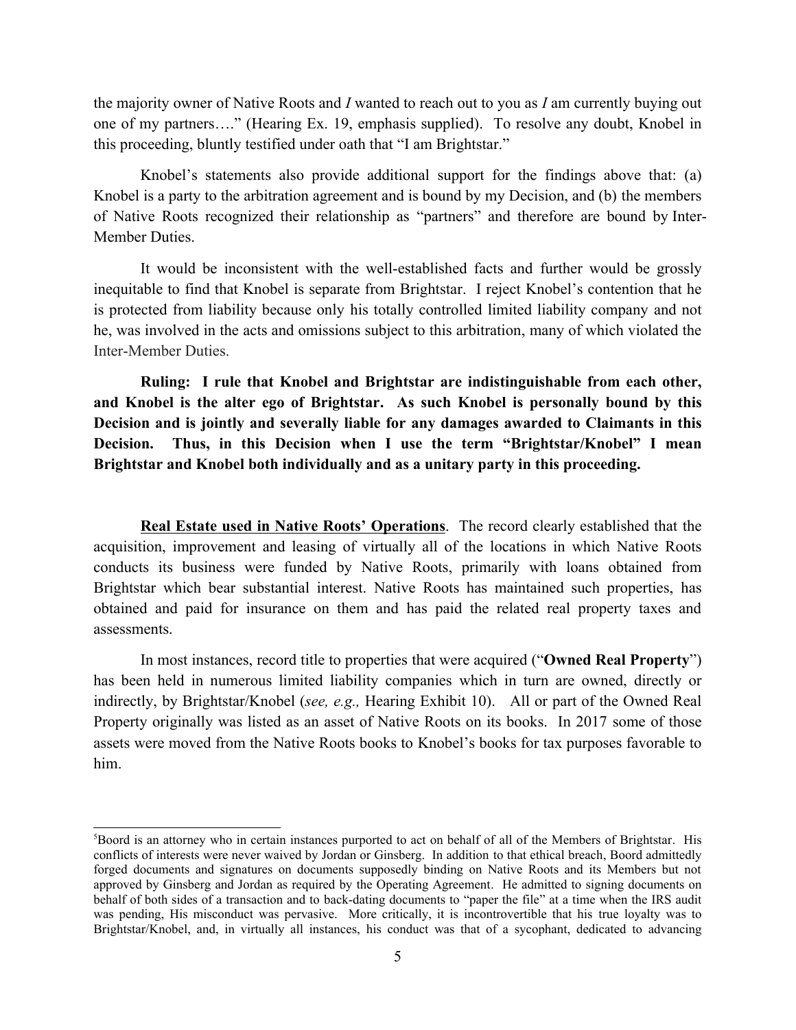the majority owner of Native Roots and *I* wanted to reach out to you as *I* am currently buying out one of my partners…." (Hearing Ex. 19, emphasis supplied). To resolve any doubt, Knobel in this proceeding, bluntly testified under oath that "I am Brightstar."

Knobel's statements also provide additional support for the findings above that: (a) Knobel is a party to the arbitration agreement and is bound by my Decision, and (b) the members of Native Roots recognized their relationship as "partners" and therefore are bound by Inter-Member Duties.

It would be inconsistent with the well-established facts and further would be grossly inequitable to find that Knobel is separate from Brightstar. I reject Knobel's contention that he is protected from liability because only his totally controlled limited liability company and not he, was involved in the acts and omissions subject to this arbitration, many of which violated the Inter-Member Duties.

**Ruling: I rule that Knobel and Brightstar are indistinguishable from each other, and Knobel is the alter ego of Brightstar. As such Knobel is personally bound by this Decision and is jointly and severally liable for any damages awarded to Claimants in this Decision. Thus, in this Decision when I use the term "Brightstar/Knobel" I mean Brightstar and Knobel both individually and as a unitary party in this proceeding.**

**Real Estate used in Native Roots' Operations**. The record clearly established that the acquisition, improvement and leasing of virtually all of the locations in which Native Roots conducts its business were funded by Native Roots, primarily with loans obtained from Brightstar which bear substantial interest. Native Roots has maintained such properties, has obtained and paid for insurance on them and has paid the related real property taxes and assessments.

In most instances, record title to properties that were acquired ("**Owned Real Property**") has been held in numerous limited liability companies which in turn are owned, directly or indirectly, by Brightstar/Knobel (*see, e.g.,* Hearing Exhibit 10). All or part of the Owned Real Property originally was listed as an asset of Native Roots on its books. In 2017 some of those assets were moved from the Native Roots books to Knobel's books for tax purposes favorable to him.

---

[5] Boord is an attorney who in certain instances purported to act on behalf of all of the Members of Brightstar. His conflicts of interests were never waived by Jordan or Ginsberg. In addition to that ethical breach, Boord admittedly forged documents and signatures on documents supposedly binding on Native Roots and its Members but not approved by Ginsberg and Jordan as required by the Operating Agreement. He admitted to signing documents on behalf of both sides of a transaction and to back-dating documents to "paper the file" at a time when the IRS audit was pending, His misconduct was pervasive. More critically, it is incontrovertible that his true loyalty was to Brightstar/Knobel, and, in virtually all instances, his conduct was that of a sycophant, dedicated to advancing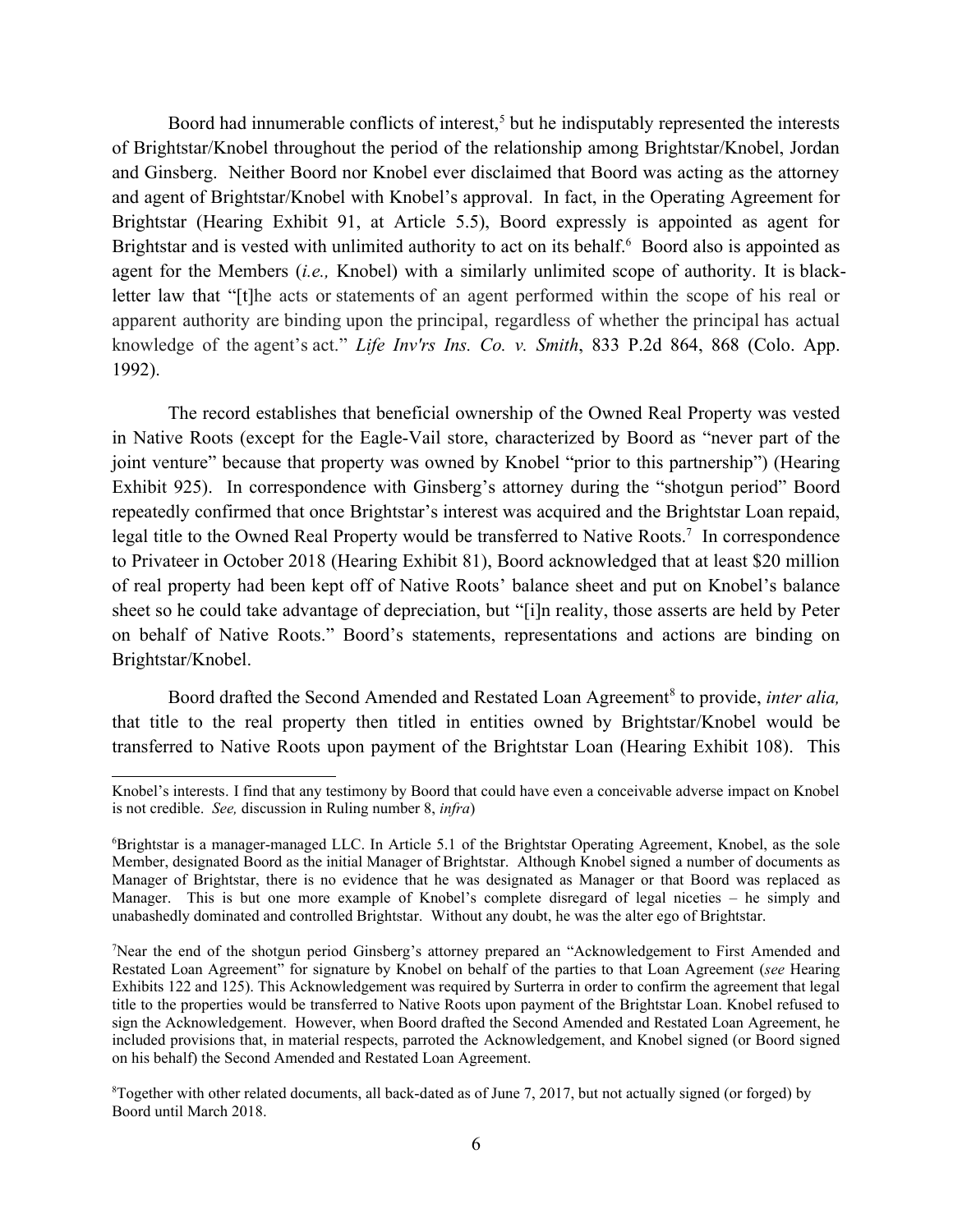Boord had innumerable conflicts of interest,[5] but he indisputably represented the interests of Brightstar/Knobel throughout the period of the relationship among Brightstar/Knobel, Jordan and Ginsberg. Neither Boord nor Knobel ever disclaimed that Boord was acting as the attorney and agent of Brightstar/Knobel with Knobel's approval. In fact, in the Operating Agreement for Brightstar (Hearing Exhibit 91, at Article 5.5), Boord expressly is appointed as agent for Brightstar and is vested with unlimited authority to act on its behalf.[6] Boord also is appointed as agent for the Members (*i.e.,* Knobel) with a similarly unlimited scope of authority. It is black-letter law that "[t]he acts or statements of an agent performed within the scope of his real or apparent authority are binding upon the principal, regardless of whether the principal has actual knowledge of the agent's act." *Life Inv'rs Ins. Co. v. Smith*, 833 P.2d 864, 868 (Colo. App. 1992).

The record establishes that beneficial ownership of the Owned Real Property was vested in Native Roots (except for the Eagle-Vail store, characterized by Boord as "never part of the joint venture" because that property was owned by Knobel "prior to this partnership") (Hearing Exhibit 925). In correspondence with Ginsberg's attorney during the "shotgun period" Boord repeatedly confirmed that once Brightstar's interest was acquired and the Brightstar Loan repaid, legal title to the Owned Real Property would be transferred to Native Roots.[7] In correspondence to Privateer in October 2018 (Hearing Exhibit 81), Boord acknowledged that at least $20 million of real property had been kept off of Native Roots' balance sheet and put on Knobel's balance sheet so he could take advantage of depreciation, but "[i]n reality, those asserts are held by Peter on behalf of Native Roots." Boord's statements, representations and actions are binding on Brightstar/Knobel.

Boord drafted the Second Amended and Restated Loan Agreement[8] to provide, *inter alia,* that title to the real property then titled in entities owned by Brightstar/Knobel would be transferred to Native Roots upon payment of the Brightstar Loan (Hearing Exhibit 108). This

---

Knobel's interests. I find that any testimony by Boord that could have even a conceivable adverse impact on Knobel is not credible. *See,* discussion in Ruling number 8, *infra*)

[6] Brightstar is a manager-managed LLC. In Article 5.1 of the Brightstar Operating Agreement, Knobel, as the sole Member, designated Boord as the initial Manager of Brightstar. Although Knobel signed a number of documents as Manager of Brightstar, there is no evidence that he was designated as Manager or that Boord was replaced as Manager. This is but one more example of Knobel's complete disregard of legal niceties – he simply and unabashedly dominated and controlled Brightstar. Without any doubt, he was the alter ego of Brightstar.

[7] Near the end of the shotgun period Ginsberg's attorney prepared an "Acknowledgement to First Amended and Restated Loan Agreement" for signature by Knobel on behalf of the parties to that Loan Agreement (*see* Hearing Exhibits 122 and 125). This Acknowledgement was required by Surterra in order to confirm the agreement that legal title to the properties would be transferred to Native Roots upon payment of the Brightstar Loan. Knobel refused to sign the Acknowledgement. However, when Boord drafted the Second Amended and Restated Loan Agreement, he included provisions that, in material respects, parroted the Acknowledgement, and Knobel signed (or Boord signed on his behalf) the Second Amended and Restated Loan Agreement.

[8] Together with other related documents, all back-dated as of June 7, 2017, but not actually signed (or forged) by Boord until March 2018.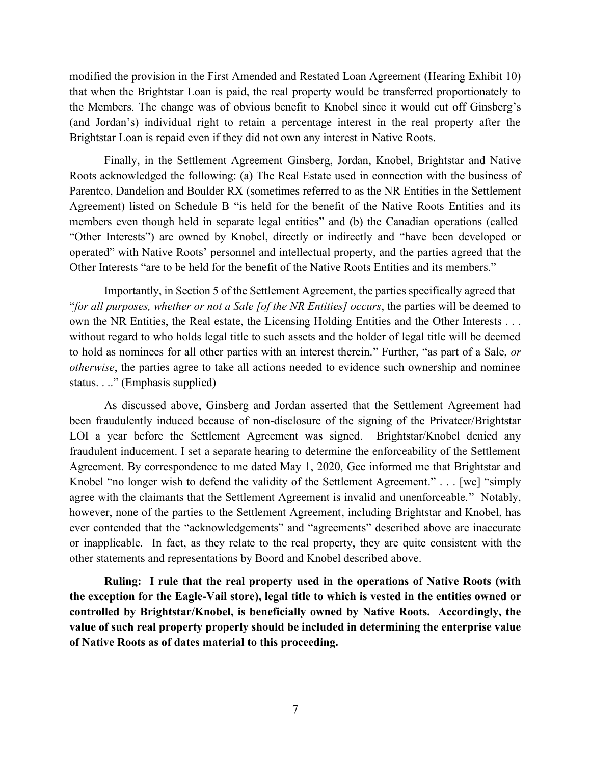modified the provision in the First Amended and Restated Loan Agreement (Hearing Exhibit 10) that when the Brightstar Loan is paid, the real property would be transferred proportionately to the Members. The change was of obvious benefit to Knobel since it would cut off Ginsberg's (and Jordan's) individual right to retain a percentage interest in the real property after the Brightstar Loan is repaid even if they did not own any interest in Native Roots.

Finally, in the Settlement Agreement Ginsberg, Jordan, Knobel, Brightstar and Native Roots acknowledged the following: (a) The Real Estate used in connection with the business of Parentco, Dandelion and Boulder RX (sometimes referred to as the NR Entities in the Settlement Agreement) listed on Schedule B "is held for the benefit of the Native Roots Entities and its members even though held in separate legal entities" and (b) the Canadian operations (called "Other Interests") are owned by Knobel, directly or indirectly and "have been developed or operated" with Native Roots' personnel and intellectual property, and the parties agreed that the Other Interests "are to be held for the benefit of the Native Roots Entities and its members."

Importantly, in Section 5 of the Settlement Agreement, the parties specifically agreed that "*for all purposes, whether or not a Sale [of the NR Entities] occurs*, the parties will be deemed to own the NR Entities, the Real estate, the Licensing Holding Entities and the Other Interests . . . without regard to who holds legal title to such assets and the holder of legal title will be deemed to hold as nominees for all other parties with an interest therein." Further, "as part of a Sale, *or otherwise*, the parties agree to take all actions needed to evidence such ownership and nominee status. . .." (Emphasis supplied)

As discussed above, Ginsberg and Jordan asserted that the Settlement Agreement had been fraudulently induced because of non-disclosure of the signing of the Privateer/Brightstar LOI a year before the Settlement Agreement was signed. Brightstar/Knobel denied any fraudulent inducement. I set a separate hearing to determine the enforceability of the Settlement Agreement. By correspondence to me dated May 1, 2020, Gee informed me that Brightstar and Knobel "no longer wish to defend the validity of the Settlement Agreement." . . . [we] "simply agree with the claimants that the Settlement Agreement is invalid and unenforceable." Notably, however, none of the parties to the Settlement Agreement, including Brightstar and Knobel, has ever contended that the "acknowledgements" and "agreements" described above are inaccurate or inapplicable. In fact, as they relate to the real property, they are quite consistent with the other statements and representations by Boord and Knobel described above.

**Ruling: I rule that the real property used in the operations of Native Roots (with the exception for the Eagle-Vail store), legal title to which is vested in the entities owned or controlled by Brightstar/Knobel, is beneficially owned by Native Roots. Accordingly, the value of such real property properly should be included in determining the enterprise value of Native Roots as of dates material to this proceeding.**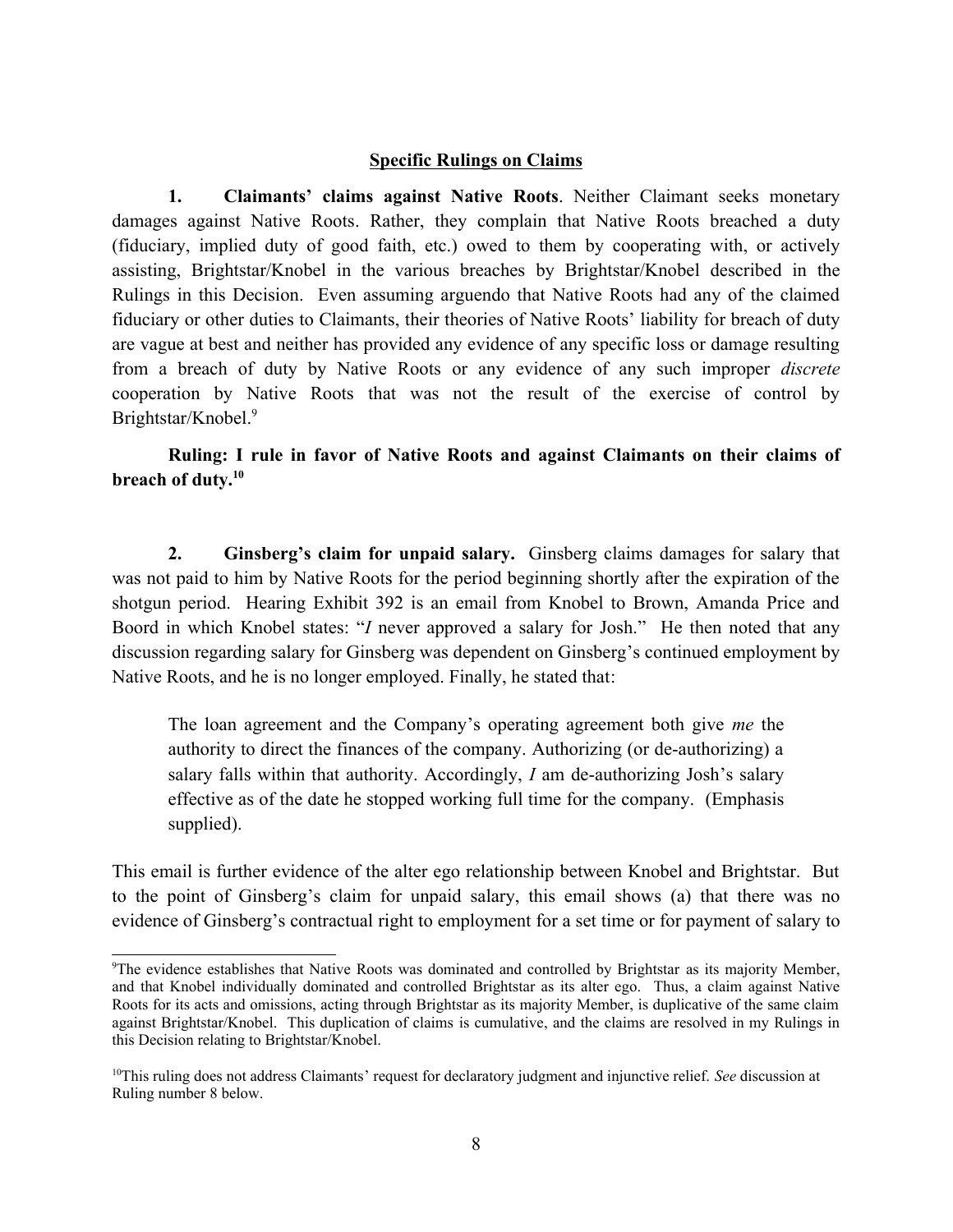## Specific Rulings on Claims

**1. Claimants' claims against Native Roots**. Neither Claimant seeks monetary damages against Native Roots. Rather, they complain that Native Roots breached a duty (fiduciary, implied duty of good faith, etc.) owed to them by cooperating with, or actively assisting, Brightstar/Knobel in the various breaches by Brightstar/Knobel described in the Rulings in this Decision. Even assuming arguendo that Native Roots had any of the claimed fiduciary or other duties to Claimants, their theories of Native Roots' liability for breach of duty are vague at best and neither has provided any evidence of any specific loss or damage resulting from a breach of duty by Native Roots or any evidence of any such improper *discrete* cooperation by Native Roots that was not the result of the exercise of control by Brightstar/Knobel.[9]

**Ruling: I rule in favor of Native Roots and against Claimants on their claims of breach of duty.[10]**

**2. Ginsberg's claim for unpaid salary.** Ginsberg claims damages for salary that was not paid to him by Native Roots for the period beginning shortly after the expiration of the shotgun period. Hearing Exhibit 392 is an email from Knobel to Brown, Amanda Price and Boord in which Knobel states: "*I* never approved a salary for Josh." He then noted that any discussion regarding salary for Ginsberg was dependent on Ginsberg's continued employment by Native Roots, and he is no longer employed. Finally, he stated that:

> The loan agreement and the Company's operating agreement both give *me* the authority to direct the finances of the company. Authorizing (or de-authorizing) a salary falls within that authority. Accordingly, *I* am de-authorizing Josh's salary effective as of the date he stopped working full time for the company. (Emphasis supplied).

This email is further evidence of the alter ego relationship between Knobel and Brightstar. But to the point of Ginsberg's claim for unpaid salary, this email shows (a) that there was no evidence of Ginsberg's contractual right to employment for a set time or for payment of salary to

---

[9]The evidence establishes that Native Roots was dominated and controlled by Brightstar as its majority Member, and that Knobel individually dominated and controlled Brightstar as its alter ego. Thus, a claim against Native Roots for its acts and omissions, acting through Brightstar as its majority Member, is duplicative of the same claim against Brightstar/Knobel. This duplication of claims is cumulative, and the claims are resolved in my Rulings in this Decision relating to Brightstar/Knobel.

[10]This ruling does not address Claimants' request for declaratory judgment and injunctive relief. *See* discussion at Ruling number 8 below.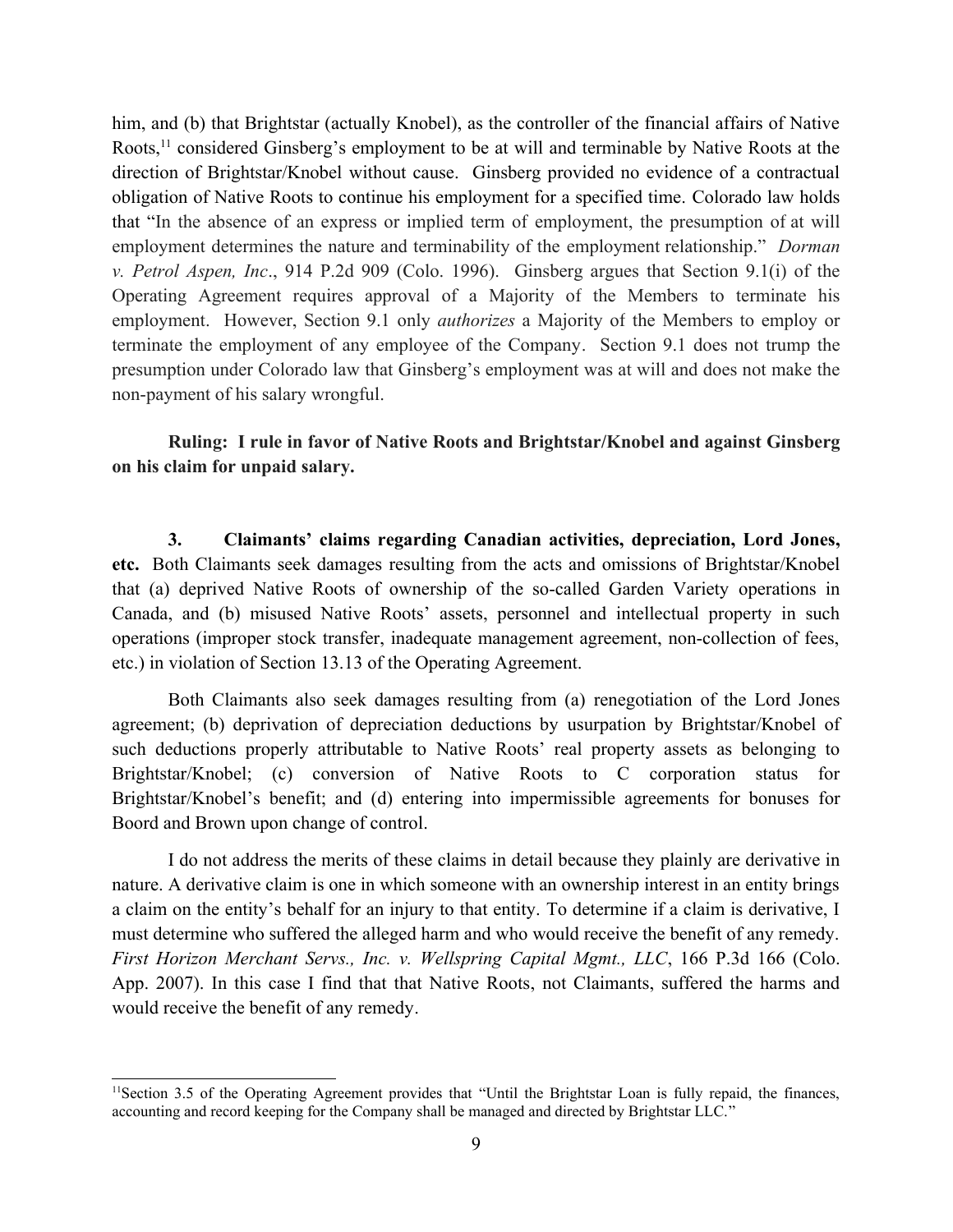him, and (b) that Brightstar (actually Knobel), as the controller of the financial affairs of Native Roots,[11] considered Ginsberg's employment to be at will and terminable by Native Roots at the direction of Brightstar/Knobel without cause. Ginsberg provided no evidence of a contractual obligation of Native Roots to continue his employment for a specified time. Colorado law holds that "In the absence of an express or implied term of employment, the presumption of at will employment determines the nature and terminability of the employment relationship." *Dorman v. Petrol Aspen, Inc*., 914 P.2d 909 (Colo. 1996). Ginsberg argues that Section 9.1(i) of the Operating Agreement requires approval of a Majority of the Members to terminate his employment. However, Section 9.1 only *authorizes* a Majority of the Members to employ or terminate the employment of any employee of the Company. Section 9.1 does not trump the presumption under Colorado law that Ginsberg's employment was at will and does not make the non-payment of his salary wrongful.

**Ruling: I rule in favor of Native Roots and Brightstar/Knobel and against Ginsberg on his claim for unpaid salary.**

**3. Claimants' claims regarding Canadian activities, depreciation, Lord Jones, etc.** Both Claimants seek damages resulting from the acts and omissions of Brightstar/Knobel that (a) deprived Native Roots of ownership of the so-called Garden Variety operations in Canada, and (b) misused Native Roots' assets, personnel and intellectual property in such operations (improper stock transfer, inadequate management agreement, non-collection of fees, etc.) in violation of Section 13.13 of the Operating Agreement.

Both Claimants also seek damages resulting from (a) renegotiation of the Lord Jones agreement; (b) deprivation of depreciation deductions by usurpation by Brightstar/Knobel of such deductions properly attributable to Native Roots' real property assets as belonging to Brightstar/Knobel; (c) conversion of Native Roots to C corporation status for Brightstar/Knobel's benefit; and (d) entering into impermissible agreements for bonuses for Boord and Brown upon change of control.

I do not address the merits of these claims in detail because they plainly are derivative in nature. A derivative claim is one in which someone with an ownership interest in an entity brings a claim on the entity's behalf for an injury to that entity. To determine if a claim is derivative, I must determine who suffered the alleged harm and who would receive the benefit of any remedy. *First Horizon Merchant Servs., Inc. v. Wellspring Capital Mgmt., LLC*, 166 P.3d 166 (Colo. App. 2007). In this case I find that that Native Roots, not Claimants, suffered the harms and would receive the benefit of any remedy.

[11] Section 3.5 of the Operating Agreement provides that "Until the Brightstar Loan is fully repaid, the finances, accounting and record keeping for the Company shall be managed and directed by Brightstar LLC."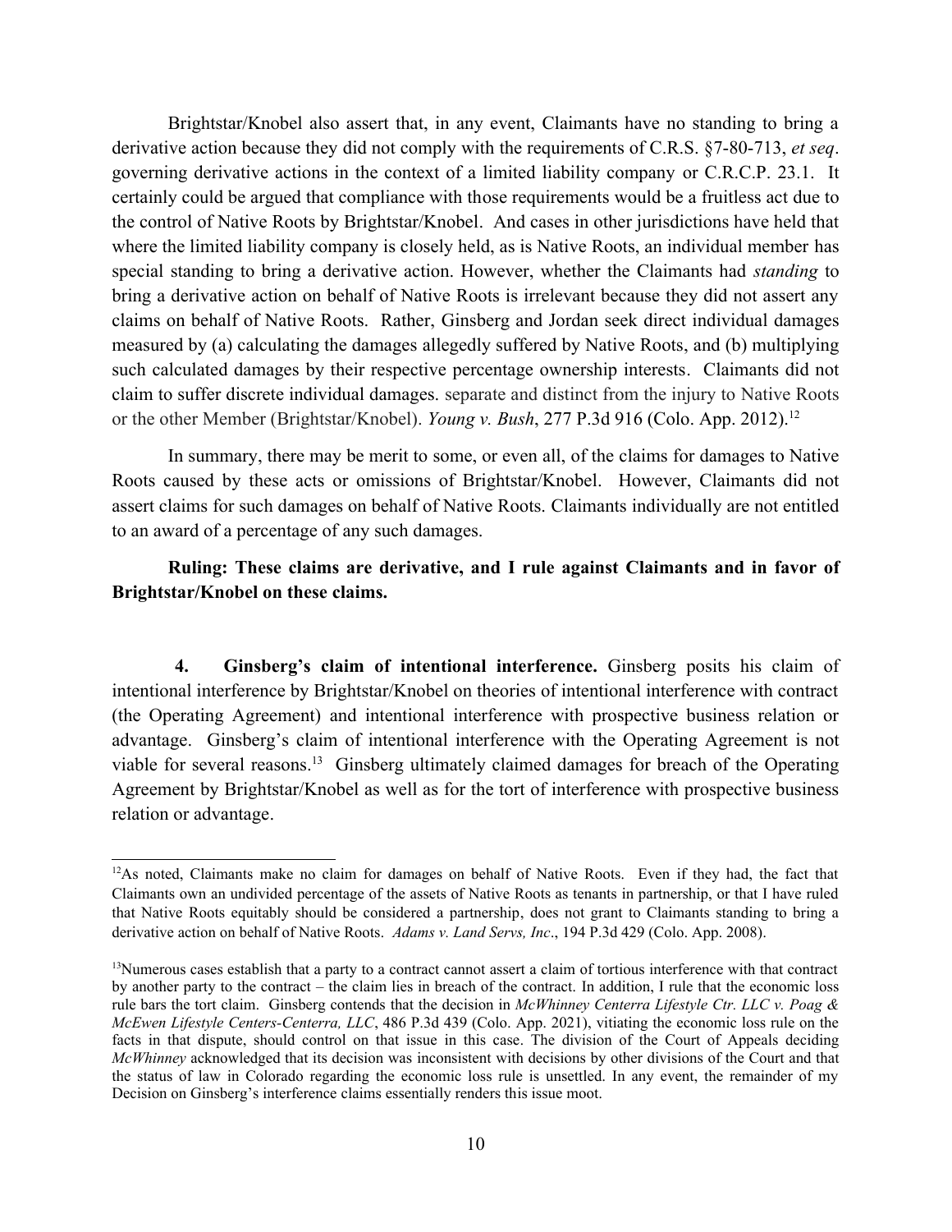Brightstar/Knobel also assert that, in any event, Claimants have no standing to bring a derivative action because they did not comply with the requirements of C.R.S. §7-80-713, *et seq*. governing derivative actions in the context of a limited liability company or C.R.C.P. 23.1. It certainly could be argued that compliance with those requirements would be a fruitless act due to the control of Native Roots by Brightstar/Knobel. And cases in other jurisdictions have held that where the limited liability company is closely held, as is Native Roots, an individual member has special standing to bring a derivative action. However, whether the Claimants had *standing* to bring a derivative action on behalf of Native Roots is irrelevant because they did not assert any claims on behalf of Native Roots. Rather, Ginsberg and Jordan seek direct individual damages measured by (a) calculating the damages allegedly suffered by Native Roots, and (b) multiplying such calculated damages by their respective percentage ownership interests. Claimants did not claim to suffer discrete individual damages. separate and distinct from the injury to Native Roots or the other Member (Brightstar/Knobel). *Young v. Bush*, 277 P.3d 916 (Colo. App. 2012).[12]

In summary, there may be merit to some, or even all, of the claims for damages to Native Roots caused by these acts or omissions of Brightstar/Knobel. However, Claimants did not assert claims for such damages on behalf of Native Roots. Claimants individually are not entitled to an award of a percentage of any such damages.

**Ruling: These claims are derivative, and I rule against Claimants and in favor of Brightstar/Knobel on these claims.**

**4. Ginsberg's claim of intentional interference.** Ginsberg posits his claim of intentional interference by Brightstar/Knobel on theories of intentional interference with contract (the Operating Agreement) and intentional interference with prospective business relation or advantage. Ginsberg's claim of intentional interference with the Operating Agreement is not viable for several reasons.[13] Ginsberg ultimately claimed damages for breach of the Operating Agreement by Brightstar/Knobel as well as for the tort of interference with prospective business relation or advantage.

---

[12] As noted, Claimants make no claim for damages on behalf of Native Roots. Even if they had, the fact that Claimants own an undivided percentage of the assets of Native Roots as tenants in partnership, or that I have ruled that Native Roots equitably should be considered a partnership, does not grant to Claimants standing to bring a derivative action on behalf of Native Roots. *Adams v. Land Servs, Inc*., 194 P.3d 429 (Colo. App. 2008).

[13] Numerous cases establish that a party to a contract cannot assert a claim of tortious interference with that contract by another party to the contract – the claim lies in breach of the contract. In addition, I rule that the economic loss rule bars the tort claim. Ginsberg contends that the decision in *McWhinney Centerra Lifestyle Ctr. LLC v. Poag & McEwen Lifestyle Centers-Centerra, LLC*, 486 P.3d 439 (Colo. App. 2021), vitiating the economic loss rule on the facts in that dispute, should control on that issue in this case. The division of the Court of Appeals deciding *McWhinney* acknowledged that its decision was inconsistent with decisions by other divisions of the Court and that the status of law in Colorado regarding the economic loss rule is unsettled. In any event, the remainder of my Decision on Ginsberg's interference claims essentially renders this issue moot.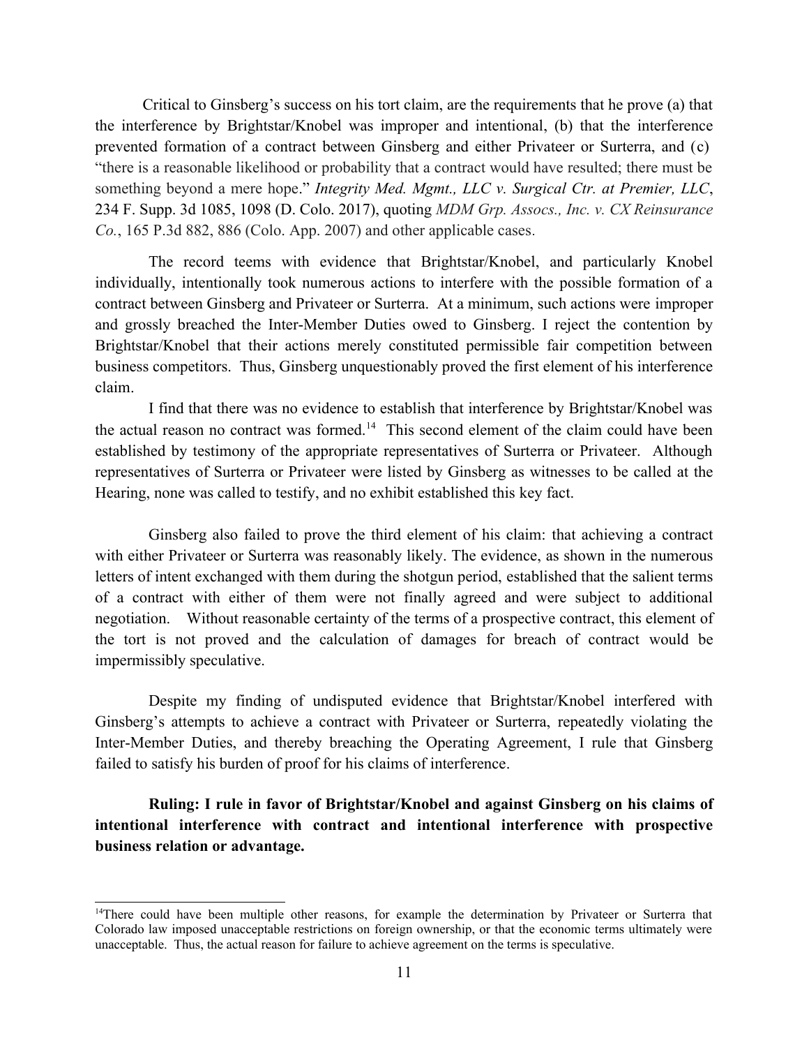Critical to Ginsberg's success on his tort claim, are the requirements that he prove (a) that the interference by Brightstar/Knobel was improper and intentional, (b) that the interference prevented formation of a contract between Ginsberg and either Privateer or Surterra, and (c) "there is a reasonable likelihood or probability that a contract would have resulted; there must be something beyond a mere hope." *Integrity Med. Mgmt., LLC v. Surgical Ctr. at Premier, LLC*, 234 F. Supp. 3d 1085, 1098 (D. Colo. 2017), quoting *MDM Grp. Assocs., Inc. v. CX Reinsurance Co.*, 165 P.3d 882, 886 (Colo. App. 2007) and other applicable cases.

The record teems with evidence that Brightstar/Knobel, and particularly Knobel individually, intentionally took numerous actions to interfere with the possible formation of a contract between Ginsberg and Privateer or Surterra. At a minimum, such actions were improper and grossly breached the Inter-Member Duties owed to Ginsberg. I reject the contention by Brightstar/Knobel that their actions merely constituted permissible fair competition between business competitors. Thus, Ginsberg unquestionably proved the first element of his interference claim.

I find that there was no evidence to establish that interference by Brightstar/Knobel was the actual reason no contract was formed.[14] This second element of the claim could have been established by testimony of the appropriate representatives of Surterra or Privateer. Although representatives of Surterra or Privateer were listed by Ginsberg as witnesses to be called at the Hearing, none was called to testify, and no exhibit established this key fact.

Ginsberg also failed to prove the third element of his claim: that achieving a contract with either Privateer or Surterra was reasonably likely. The evidence, as shown in the numerous letters of intent exchanged with them during the shotgun period, established that the salient terms of a contract with either of them were not finally agreed and were subject to additional negotiation. Without reasonable certainty of the terms of a prospective contract, this element of the tort is not proved and the calculation of damages for breach of contract would be impermissibly speculative.

Despite my finding of undisputed evidence that Brightstar/Knobel interfered with Ginsberg's attempts to achieve a contract with Privateer or Surterra, repeatedly violating the Inter-Member Duties, and thereby breaching the Operating Agreement, I rule that Ginsberg failed to satisfy his burden of proof for his claims of interference.

**Ruling: I rule in favor of Brightstar/Knobel and against Ginsberg on his claims of intentional interference with contract and intentional interference with prospective business relation or advantage.**

---

[14] There could have been multiple other reasons, for example the determination by Privateer or Surterra that Colorado law imposed unacceptable restrictions on foreign ownership, or that the economic terms ultimately were unacceptable. Thus, the actual reason for failure to achieve agreement on the terms is speculative.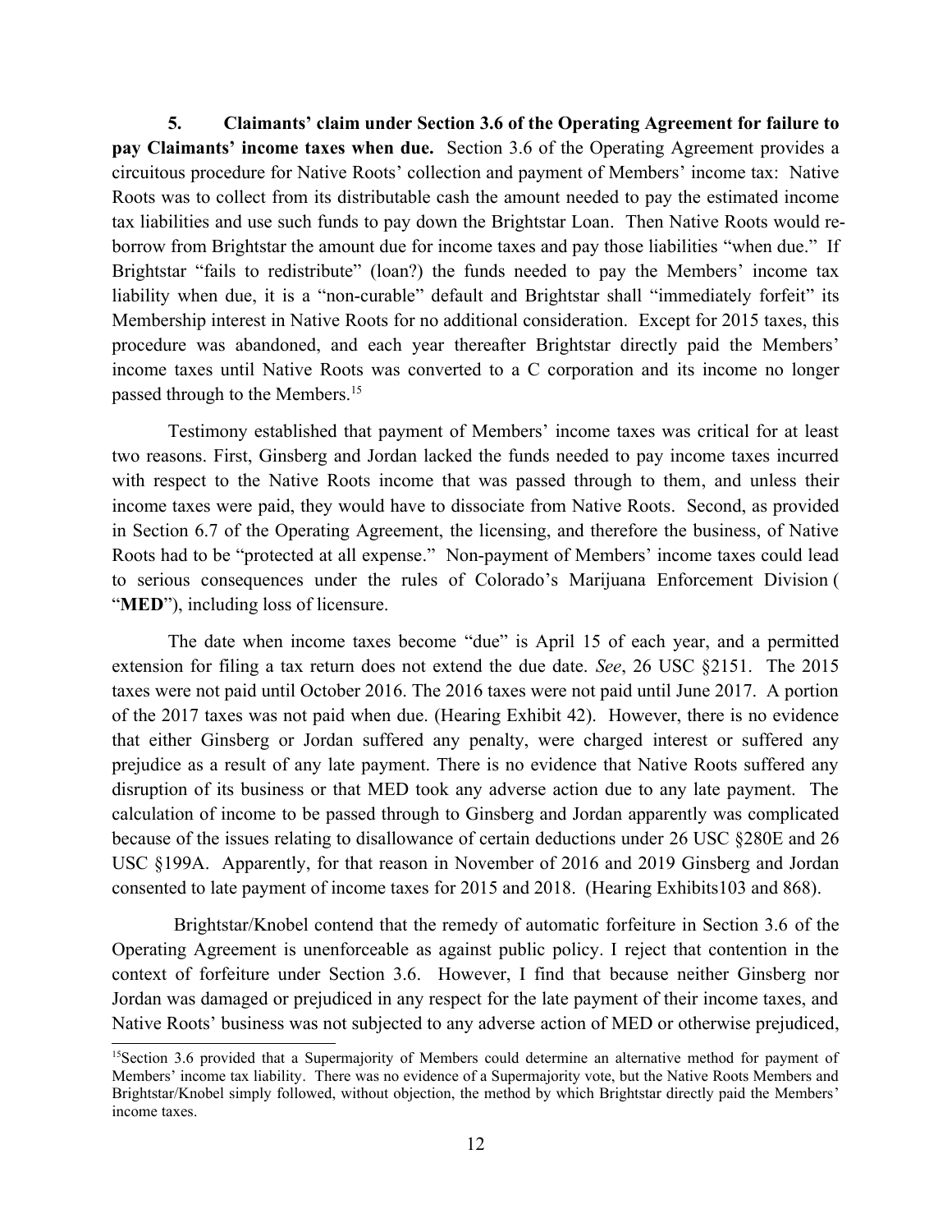**5. Claimants' claim under Section 3.6 of the Operating Agreement for failure to pay Claimants' income taxes when due.** Section 3.6 of the Operating Agreement provides a circuitous procedure for Native Roots' collection and payment of Members' income tax: Native Roots was to collect from its distributable cash the amount needed to pay the estimated income tax liabilities and use such funds to pay down the Brightstar Loan. Then Native Roots would re-borrow from Brightstar the amount due for income taxes and pay those liabilities "when due." If Brightstar "fails to redistribute" (loan?) the funds needed to pay the Members' income tax liability when due, it is a "non-curable" default and Brightstar shall "immediately forfeit" its Membership interest in Native Roots for no additional consideration. Except for 2015 taxes, this procedure was abandoned, and each year thereafter Brightstar directly paid the Members' income taxes until Native Roots was converted to a C corporation and its income no longer passed through to the Members.[15]

Testimony established that payment of Members' income taxes was critical for at least two reasons. First, Ginsberg and Jordan lacked the funds needed to pay income taxes incurred with respect to the Native Roots income that was passed through to them, and unless their income taxes were paid, they would have to dissociate from Native Roots. Second, as provided in Section 6.7 of the Operating Agreement, the licensing, and therefore the business, of Native Roots had to be "protected at all expense." Non-payment of Members' income taxes could lead to serious consequences under the rules of Colorado's Marijuana Enforcement Division ( "**MED**"), including loss of licensure.

The date when income taxes become "due" is April 15 of each year, and a permitted extension for filing a tax return does not extend the due date. *See*, 26 USC §2151. The 2015 taxes were not paid until October 2016. The 2016 taxes were not paid until June 2017. A portion of the 2017 taxes was not paid when due. (Hearing Exhibit 42). However, there is no evidence that either Ginsberg or Jordan suffered any penalty, were charged interest or suffered any prejudice as a result of any late payment. There is no evidence that Native Roots suffered any disruption of its business or that MED took any adverse action due to any late payment. The calculation of income to be passed through to Ginsberg and Jordan apparently was complicated because of the issues relating to disallowance of certain deductions under 26 USC §280E and 26 USC §199A. Apparently, for that reason in November of 2016 and 2019 Ginsberg and Jordan consented to late payment of income taxes for 2015 and 2018. (Hearing Exhibits103 and 868).

Brightstar/Knobel contend that the remedy of automatic forfeiture in Section 3.6 of the Operating Agreement is unenforceable as against public policy. I reject that contention in the context of forfeiture under Section 3.6. However, I find that because neither Ginsberg nor Jordan was damaged or prejudiced in any respect for the late payment of their income taxes, and Native Roots' business was not subjected to any adverse action of MED or otherwise prejudiced,

[15] Section 3.6 provided that a Supermajority of Members could determine an alternative method for payment of Members' income tax liability. There was no evidence of a Supermajority vote, but the Native Roots Members and Brightstar/Knobel simply followed, without objection, the method by which Brightstar directly paid the Members' income taxes.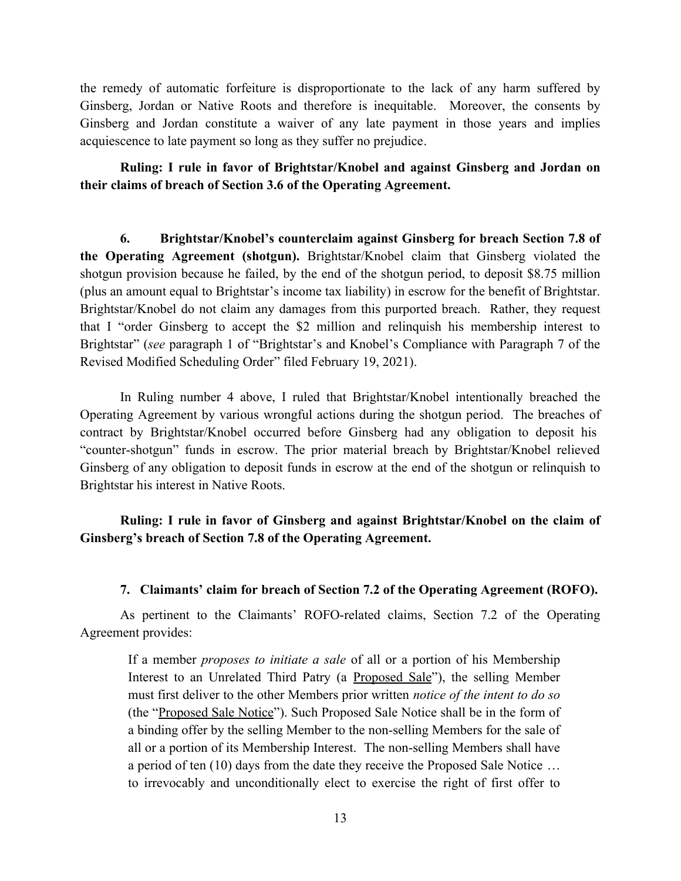the remedy of automatic forfeiture is disproportionate to the lack of any harm suffered by Ginsberg, Jordan or Native Roots and therefore is inequitable. Moreover, the consents by Ginsberg and Jordan constitute a waiver of any late payment in those years and implies acquiescence to late payment so long as they suffer no prejudice.

**Ruling: I rule in favor of Brightstar/Knobel and against Ginsberg and Jordan on their claims of breach of Section 3.6 of the Operating Agreement.**

**6. Brightstar/Knobel's counterclaim against Ginsberg for breach Section 7.8 of the Operating Agreement (shotgun).** Brightstar/Knobel claim that Ginsberg violated the shotgun provision because he failed, by the end of the shotgun period, to deposit \$8.75 million (plus an amount equal to Brightstar's income tax liability) in escrow for the benefit of Brightstar. Brightstar/Knobel do not claim any damages from this purported breach. Rather, they request that I "order Ginsberg to accept the \$2 million and relinquish his membership interest to Brightstar" (*see* paragraph 1 of "Brightstar's and Knobel's Compliance with Paragraph 7 of the Revised Modified Scheduling Order" filed February 19, 2021).

In Ruling number 4 above, I ruled that Brightstar/Knobel intentionally breached the Operating Agreement by various wrongful actions during the shotgun period. The breaches of contract by Brightstar/Knobel occurred before Ginsberg had any obligation to deposit his "counter-shotgun" funds in escrow. The prior material breach by Brightstar/Knobel relieved Ginsberg of any obligation to deposit funds in escrow at the end of the shotgun or relinquish to Brightstar his interest in Native Roots.

**Ruling: I rule in favor of Ginsberg and against Brightstar/Knobel on the claim of Ginsberg's breach of Section 7.8 of the Operating Agreement.**

**7. Claimants' claim for breach of Section 7.2 of the Operating Agreement (ROFO).**

As pertinent to the Claimants' ROFO-related claims, Section 7.2 of the Operating Agreement provides:

> If a member *proposes to initiate a sale* of all or a portion of his Membership Interest to an Unrelated Third Patry (a Proposed Sale"), the selling Member must first deliver to the other Members prior written *notice of the intent to do so* (the "Proposed Sale Notice"). Such Proposed Sale Notice shall be in the form of a binding offer by the selling Member to the non-selling Members for the sale of all or a portion of its Membership Interest. The non-selling Members shall have a period of ten (10) days from the date they receive the Proposed Sale Notice … to irrevocably and unconditionally elect to exercise the right of first offer to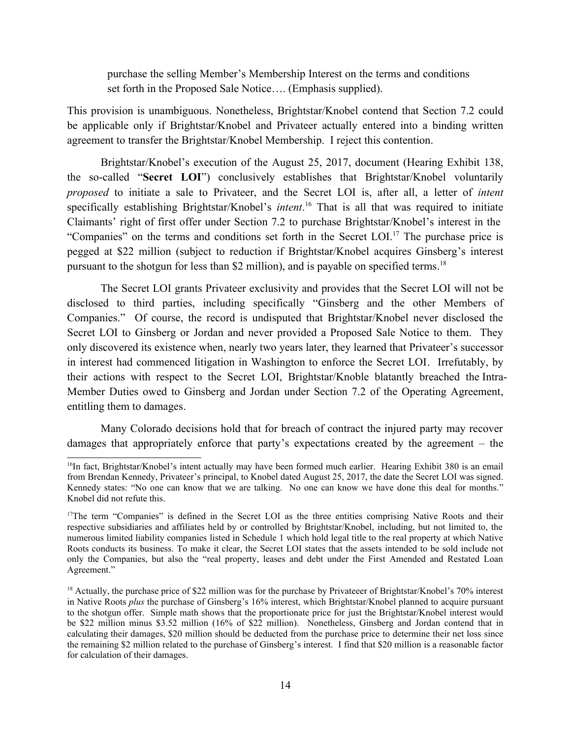> purchase the selling Member's Membership Interest on the terms and conditions set forth in the Proposed Sale Notice…. (Emphasis supplied).

This provision is unambiguous. Nonetheless, Brightstar/Knobel contend that Section 7.2 could be applicable only if Brightstar/Knobel and Privateer actually entered into a binding written agreement to transfer the Brightstar/Knobel Membership. I reject this contention.

Brightstar/Knobel's execution of the August 25, 2017, document (Hearing Exhibit 138, the so-called "**Secret LOI**") conclusively establishes that Brightstar/Knobel voluntarily *proposed* to initiate a sale to Privateer, and the Secret LOI is, after all, a letter of *intent* specifically establishing Brightstar/Knobel's *intent*.[16] That is all that was required to initiate Claimants' right of first offer under Section 7.2 to purchase Brightstar/Knobel's interest in the "Companies" on the terms and conditions set forth in the Secret LOI.[17] The purchase price is pegged at $22 million (subject to reduction if Brightstar/Knobel acquires Ginsberg's interest pursuant to the shotgun for less than $2 million), and is payable on specified terms.[18]

The Secret LOI grants Privateer exclusivity and provides that the Secret LOI will not be disclosed to third parties, including specifically "Ginsberg and the other Members of Companies." Of course, the record is undisputed that Brightstar/Knobel never disclosed the Secret LOI to Ginsberg or Jordan and never provided a Proposed Sale Notice to them. They only discovered its existence when, nearly two years later, they learned that Privateer's successor in interest had commenced litigation in Washington to enforce the Secret LOI. Irrefutably, by their actions with respect to the Secret LOI, Brightstar/Knoble blatantly breached the Intra-Member Duties owed to Ginsberg and Jordan under Section 7.2 of the Operating Agreement, entitling them to damages.

Many Colorado decisions hold that for breach of contract the injured party may recover damages that appropriately enforce that party's expectations created by the agreement – the

---

[16] In fact, Brightstar/Knobel's intent actually may have been formed much earlier. Hearing Exhibit 380 is an email from Brendan Kennedy, Privateer's principal, to Knobel dated August 25, 2017, the date the Secret LOI was signed. Kennedy states: "No one can know that we are talking. No one can know we have done this deal for months." Knobel did not refute this.

[17] The term "Companies" is defined in the Secret LOI as the three entities comprising Native Roots and their respective subsidiaries and affiliates held by or controlled by Brightstar/Knobel, including, but not limited to, the numerous limited liability companies listed in Schedule 1 which hold legal title to the real property at which Native Roots conducts its business. To make it clear, the Secret LOI states that the assets intended to be sold include not only the Companies, but also the "real property, leases and debt under the First Amended and Restated Loan Agreement."

[18] Actually, the purchase price of $22 million was for the purchase by Privateeer of Brightstar/Knobel's 70% interest in Native Roots *plus* the purchase of Ginsberg's 16% interest, which Brightstar/Knobel planned to acquire pursuant to the shotgun offer. Simple math shows that the proportionate price for just the Brightstar/Knobel interest would be $22 million minus $3.52 million (16% of $22 million). Nonetheless, Ginsberg and Jordan contend that in calculating their damages, $20 million should be deducted from the purchase price to determine their net loss since the remaining $2 million related to the purchase of Ginsberg's interest. I find that $20 million is a reasonable factor for calculation of their damages.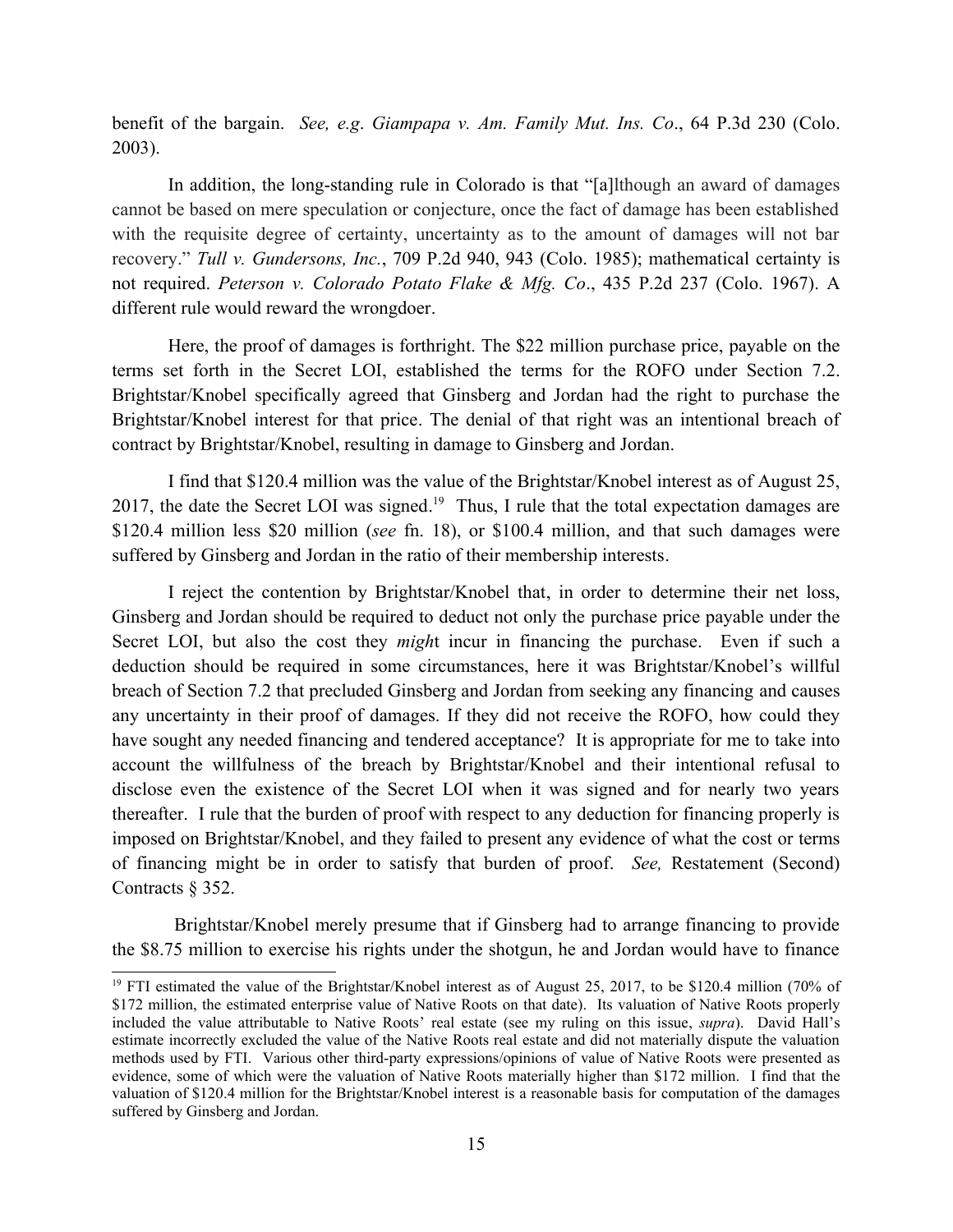benefit of the bargain. *See, e.g*. *Giampapa v. Am. Family Mut. Ins. Co*., 64 P.3d 230 (Colo. 2003).

In addition, the long-standing rule in Colorado is that "[a]lthough an award of damages cannot be based on mere speculation or conjecture, once the fact of damage has been established with the requisite degree of certainty, uncertainty as to the amount of damages will not bar recovery." *Tull v. Gundersons, Inc.*, 709 P.2d 940, 943 (Colo. 1985); mathematical certainty is not required. *Peterson v. Colorado Potato Flake & Mfg. Co*., 435 P.2d 237 (Colo. 1967). A different rule would reward the wrongdoer.

Here, the proof of damages is forthright. The $22 million purchase price, payable on the terms set forth in the Secret LOI, established the terms for the ROFO under Section 7.2. Brightstar/Knobel specifically agreed that Ginsberg and Jordan had the right to purchase the Brightstar/Knobel interest for that price. The denial of that right was an intentional breach of contract by Brightstar/Knobel, resulting in damage to Ginsberg and Jordan.

I find that $120.4 million was the value of the Brightstar/Knobel interest as of August 25, 2017, the date the Secret LOI was signed.[19] Thus, I rule that the total expectation damages are $120.4 million less $20 million (*see* fn. 18), or $100.4 million, and that such damages were suffered by Ginsberg and Jordan in the ratio of their membership interests.

I reject the contention by Brightstar/Knobel that, in order to determine their net loss, Ginsberg and Jordan should be required to deduct not only the purchase price payable under the Secret LOI, but also the cost they *migh*t incur in financing the purchase. Even if such a deduction should be required in some circumstances, here it was Brightstar/Knobel's willful breach of Section 7.2 that precluded Ginsberg and Jordan from seeking any financing and causes any uncertainty in their proof of damages. If they did not receive the ROFO, how could they have sought any needed financing and tendered acceptance? It is appropriate for me to take into account the willfulness of the breach by Brightstar/Knobel and their intentional refusal to disclose even the existence of the Secret LOI when it was signed and for nearly two years thereafter. I rule that the burden of proof with respect to any deduction for financing properly is imposed on Brightstar/Knobel, and they failed to present any evidence of what the cost or terms of financing might be in order to satisfy that burden of proof. *See,* Restatement (Second) Contracts § 352.

Brightstar/Knobel merely presume that if Ginsberg had to arrange financing to provide the $8.75 million to exercise his rights under the shotgun, he and Jordan would have to finance

---

[19] FTI estimated the value of the Brightstar/Knobel interest as of August 25, 2017, to be $120.4 million (70% of $172 million, the estimated enterprise value of Native Roots on that date). Its valuation of Native Roots properly included the value attributable to Native Roots' real estate (see my ruling on this issue, *supra*). David Hall's estimate incorrectly excluded the value of the Native Roots real estate and did not materially dispute the valuation methods used by FTI. Various other third-party expressions/opinions of value of Native Roots were presented as evidence, some of which were the valuation of Native Roots materially higher than $172 million. I find that the valuation of $120.4 million for the Brightstar/Knobel interest is a reasonable basis for computation of the damages suffered by Ginsberg and Jordan.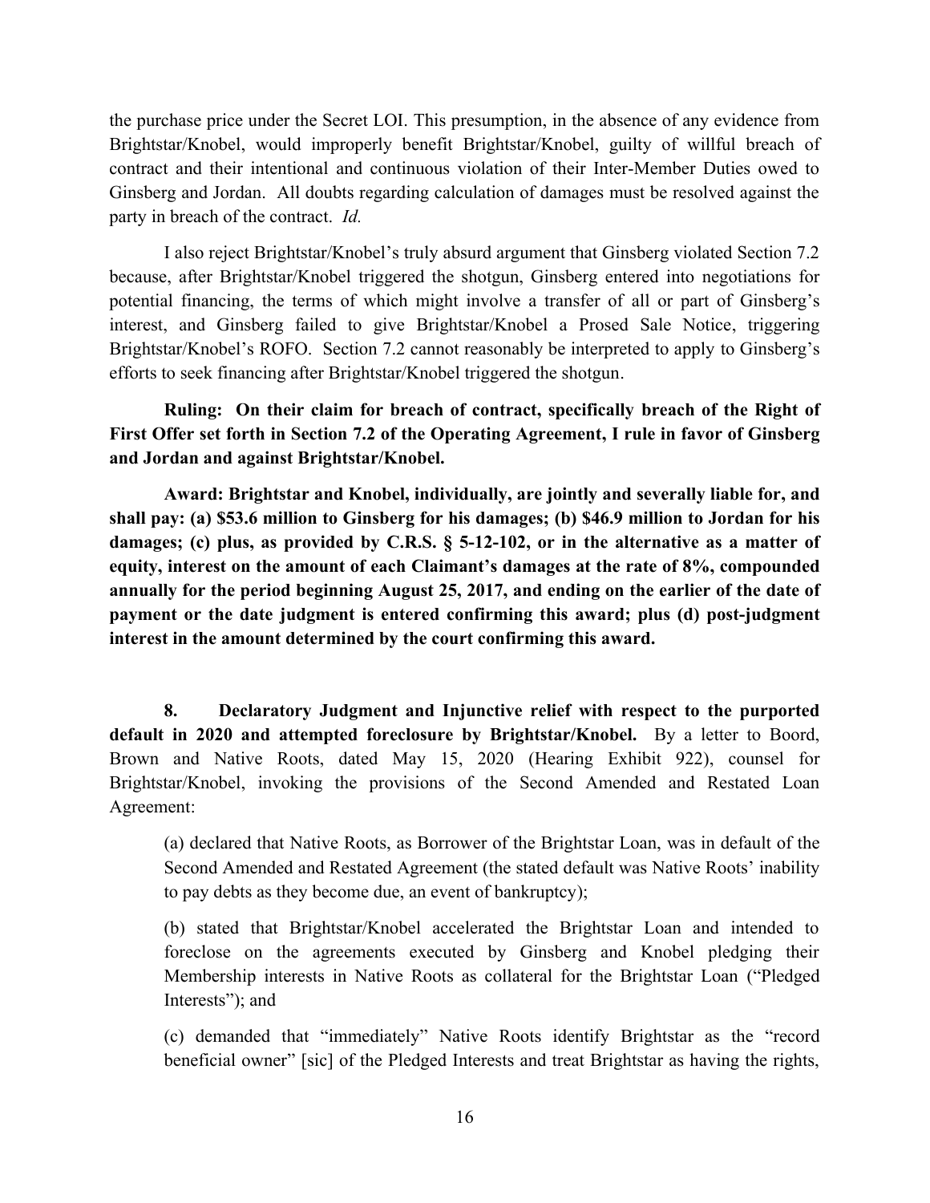the purchase price under the Secret LOI. This presumption, in the absence of any evidence from Brightstar/Knobel, would improperly benefit Brightstar/Knobel, guilty of willful breach of contract and their intentional and continuous violation of their Inter-Member Duties owed to Ginsberg and Jordan. All doubts regarding calculation of damages must be resolved against the party in breach of the contract. *Id.*

I also reject Brightstar/Knobel's truly absurd argument that Ginsberg violated Section 7.2 because, after Brightstar/Knobel triggered the shotgun, Ginsberg entered into negotiations for potential financing, the terms of which might involve a transfer of all or part of Ginsberg's interest, and Ginsberg failed to give Brightstar/Knobel a Prosed Sale Notice, triggering Brightstar/Knobel's ROFO. Section 7.2 cannot reasonably be interpreted to apply to Ginsberg's efforts to seek financing after Brightstar/Knobel triggered the shotgun.

**Ruling: On their claim for breach of contract, specifically breach of the Right of First Offer set forth in Section 7.2 of the Operating Agreement, I rule in favor of Ginsberg and Jordan and against Brightstar/Knobel.**

**Award: Brightstar and Knobel, individually, are jointly and severally liable for, and shall pay: (a) $53.6 million to Ginsberg for his damages; (b) $46.9 million to Jordan for his damages; (c) plus, as provided by C.R.S. § 5-12-102, or in the alternative as a matter of equity, interest on the amount of each Claimant's damages at the rate of 8%, compounded annually for the period beginning August 25, 2017, and ending on the earlier of the date of payment or the date judgment is entered confirming this award; plus (d) post-judgment interest in the amount determined by the court confirming this award.**

**8. Declaratory Judgment and Injunctive relief with respect to the purported default in 2020 and attempted foreclosure by Brightstar/Knobel.** By a letter to Boord, Brown and Native Roots, dated May 15, 2020 (Hearing Exhibit 922), counsel for Brightstar/Knobel, invoking the provisions of the Second Amended and Restated Loan Agreement:

(a) declared that Native Roots, as Borrower of the Brightstar Loan, was in default of the Second Amended and Restated Agreement (the stated default was Native Roots' inability to pay debts as they become due, an event of bankruptcy);

(b) stated that Brightstar/Knobel accelerated the Brightstar Loan and intended to foreclose on the agreements executed by Ginsberg and Knobel pledging their Membership interests in Native Roots as collateral for the Brightstar Loan ("Pledged Interests"); and

(c) demanded that "immediately" Native Roots identify Brightstar as the "record beneficial owner" [sic] of the Pledged Interests and treat Brightstar as having the rights,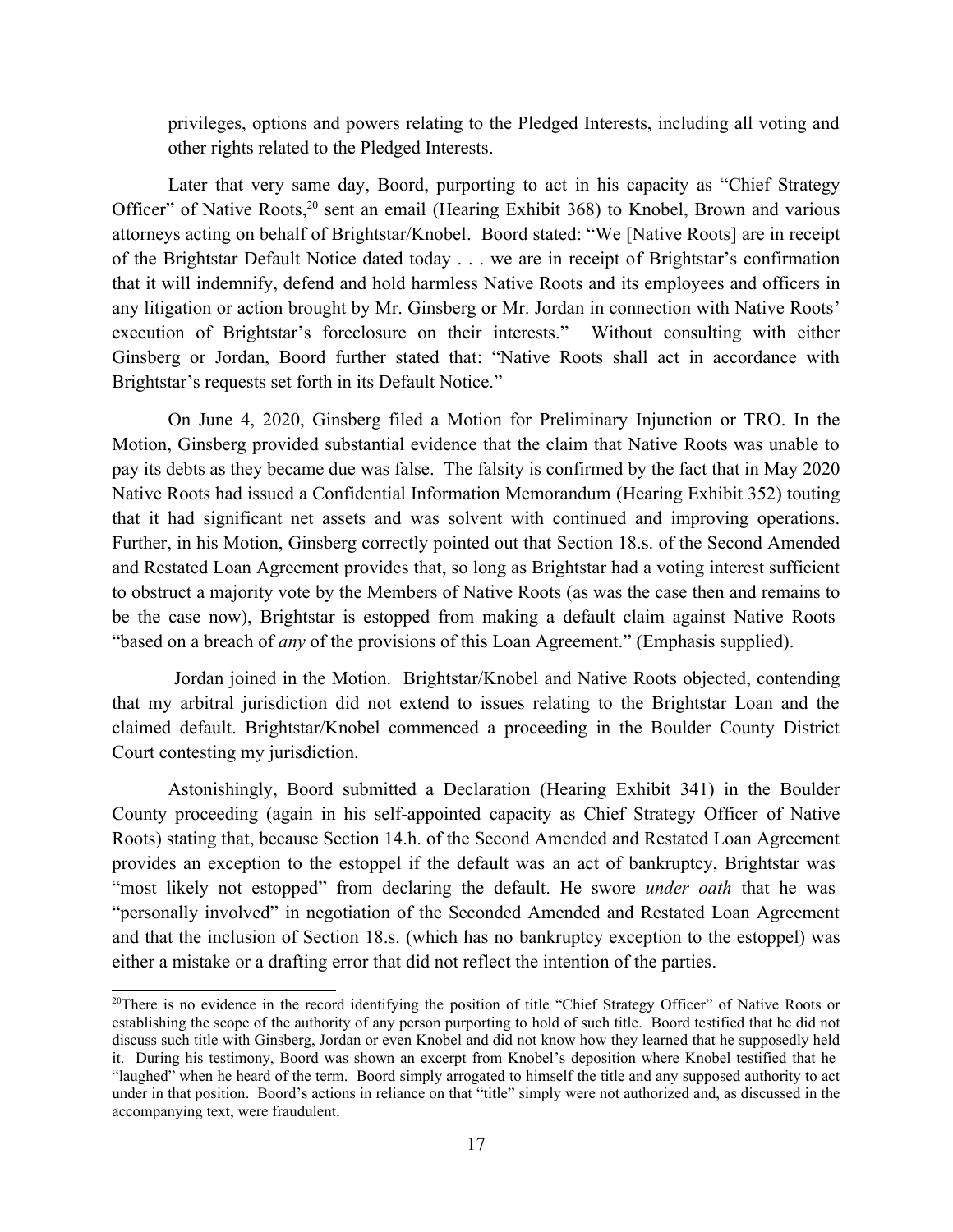privileges, options and powers relating to the Pledged Interests, including all voting and other rights related to the Pledged Interests.

Later that very same day, Boord, purporting to act in his capacity as "Chief Strategy Officer" of Native Roots,[20] sent an email (Hearing Exhibit 368) to Knobel, Brown and various attorneys acting on behalf of Brightstar/Knobel. Boord stated: "We [Native Roots] are in receipt of the Brightstar Default Notice dated today . . . we are in receipt of Brightstar's confirmation that it will indemnify, defend and hold harmless Native Roots and its employees and officers in any litigation or action brought by Mr. Ginsberg or Mr. Jordan in connection with Native Roots' execution of Brightstar's foreclosure on their interests." Without consulting with either Ginsberg or Jordan, Boord further stated that: "Native Roots shall act in accordance with Brightstar's requests set forth in its Default Notice."

On June 4, 2020, Ginsberg filed a Motion for Preliminary Injunction or TRO. In the Motion, Ginsberg provided substantial evidence that the claim that Native Roots was unable to pay its debts as they became due was false. The falsity is confirmed by the fact that in May 2020 Native Roots had issued a Confidential Information Memorandum (Hearing Exhibit 352) touting that it had significant net assets and was solvent with continued and improving operations. Further, in his Motion, Ginsberg correctly pointed out that Section 18.s. of the Second Amended and Restated Loan Agreement provides that, so long as Brightstar had a voting interest sufficient to obstruct a majority vote by the Members of Native Roots (as was the case then and remains to be the case now), Brightstar is estopped from making a default claim against Native Roots "based on a breach of *any* of the provisions of this Loan Agreement." (Emphasis supplied).

Jordan joined in the Motion. Brightstar/Knobel and Native Roots objected, contending that my arbitral jurisdiction did not extend to issues relating to the Brightstar Loan and the claimed default. Brightstar/Knobel commenced a proceeding in the Boulder County District Court contesting my jurisdiction.

Astonishingly, Boord submitted a Declaration (Hearing Exhibit 341) in the Boulder County proceeding (again in his self-appointed capacity as Chief Strategy Officer of Native Roots) stating that, because Section 14.h. of the Second Amended and Restated Loan Agreement provides an exception to the estoppel if the default was an act of bankruptcy, Brightstar was "most likely not estopped" from declaring the default. He swore *under oath* that he was "personally involved" in negotiation of the Seconded Amended and Restated Loan Agreement and that the inclusion of Section 18.s. (which has no bankruptcy exception to the estoppel) was either a mistake or a drafting error that did not reflect the intention of the parties.

---

[20] There is no evidence in the record identifying the position of title "Chief Strategy Officer" of Native Roots or establishing the scope of the authority of any person purporting to hold of such title. Boord testified that he did not discuss such title with Ginsberg, Jordan or even Knobel and did not know how they learned that he supposedly held it. During his testimony, Boord was shown an excerpt from Knobel's deposition where Knobel testified that he "laughed" when he heard of the term. Boord simply arrogated to himself the title and any supposed authority to act under in that position. Boord's actions in reliance on that "title" simply were not authorized and, as discussed in the accompanying text, were fraudulent.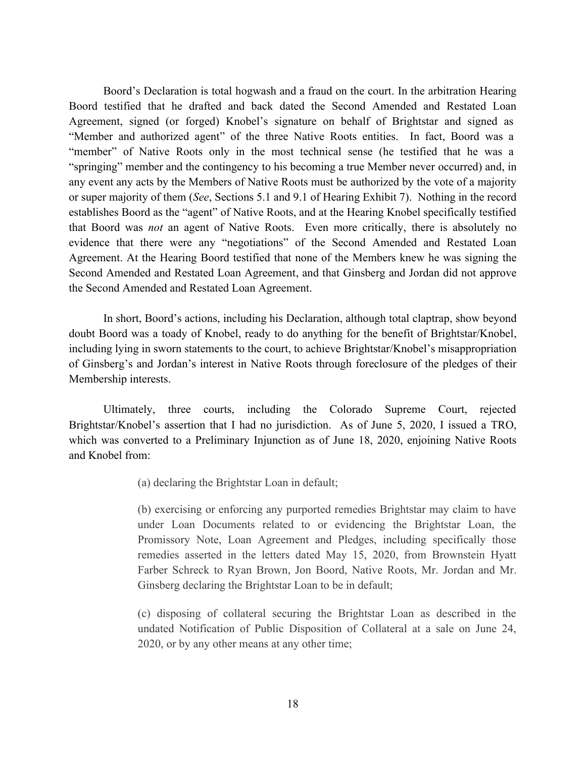Boord's Declaration is total hogwash and a fraud on the court. In the arbitration Hearing Boord testified that he drafted and back dated the Second Amended and Restated Loan Agreement, signed (or forged) Knobel's signature on behalf of Brightstar and signed as "Member and authorized agent" of the three Native Roots entities. In fact, Boord was a "member" of Native Roots only in the most technical sense (he testified that he was a "springing" member and the contingency to his becoming a true Member never occurred) and, in any event any acts by the Members of Native Roots must be authorized by the vote of a majority or super majority of them (*See*, Sections 5.1 and 9.1 of Hearing Exhibit 7). Nothing in the record establishes Boord as the "agent" of Native Roots, and at the Hearing Knobel specifically testified that Boord was *not* an agent of Native Roots. Even more critically, there is absolutely no evidence that there were any "negotiations" of the Second Amended and Restated Loan Agreement. At the Hearing Boord testified that none of the Members knew he was signing the Second Amended and Restated Loan Agreement, and that Ginsberg and Jordan did not approve the Second Amended and Restated Loan Agreement.

In short, Boord's actions, including his Declaration, although total claptrap, show beyond doubt Boord was a toady of Knobel, ready to do anything for the benefit of Brightstar/Knobel, including lying in sworn statements to the court, to achieve Brightstar/Knobel's misappropriation of Ginsberg's and Jordan's interest in Native Roots through foreclosure of the pledges of their Membership interests.

Ultimately, three courts, including the Colorado Supreme Court, rejected Brightstar/Knobel's assertion that I had no jurisdiction. As of June 5, 2020, I issued a TRO, which was converted to a Preliminary Injunction as of June 18, 2020, enjoining Native Roots and Knobel from:

> (a) declaring the Brightstar Loan in default;
>
> (b) exercising or enforcing any purported remedies Brightstar may claim to have under Loan Documents related to or evidencing the Brightstar Loan, the Promissory Note, Loan Agreement and Pledges, including specifically those remedies asserted in the letters dated May 15, 2020, from Brownstein Hyatt Farber Schreck to Ryan Brown, Jon Boord, Native Roots, Mr. Jordan and Mr. Ginsberg declaring the Brightstar Loan to be in default;
>
> (c) disposing of collateral securing the Brightstar Loan as described in the undated Notification of Public Disposition of Collateral at a sale on June 24, 2020, or by any other means at any other time;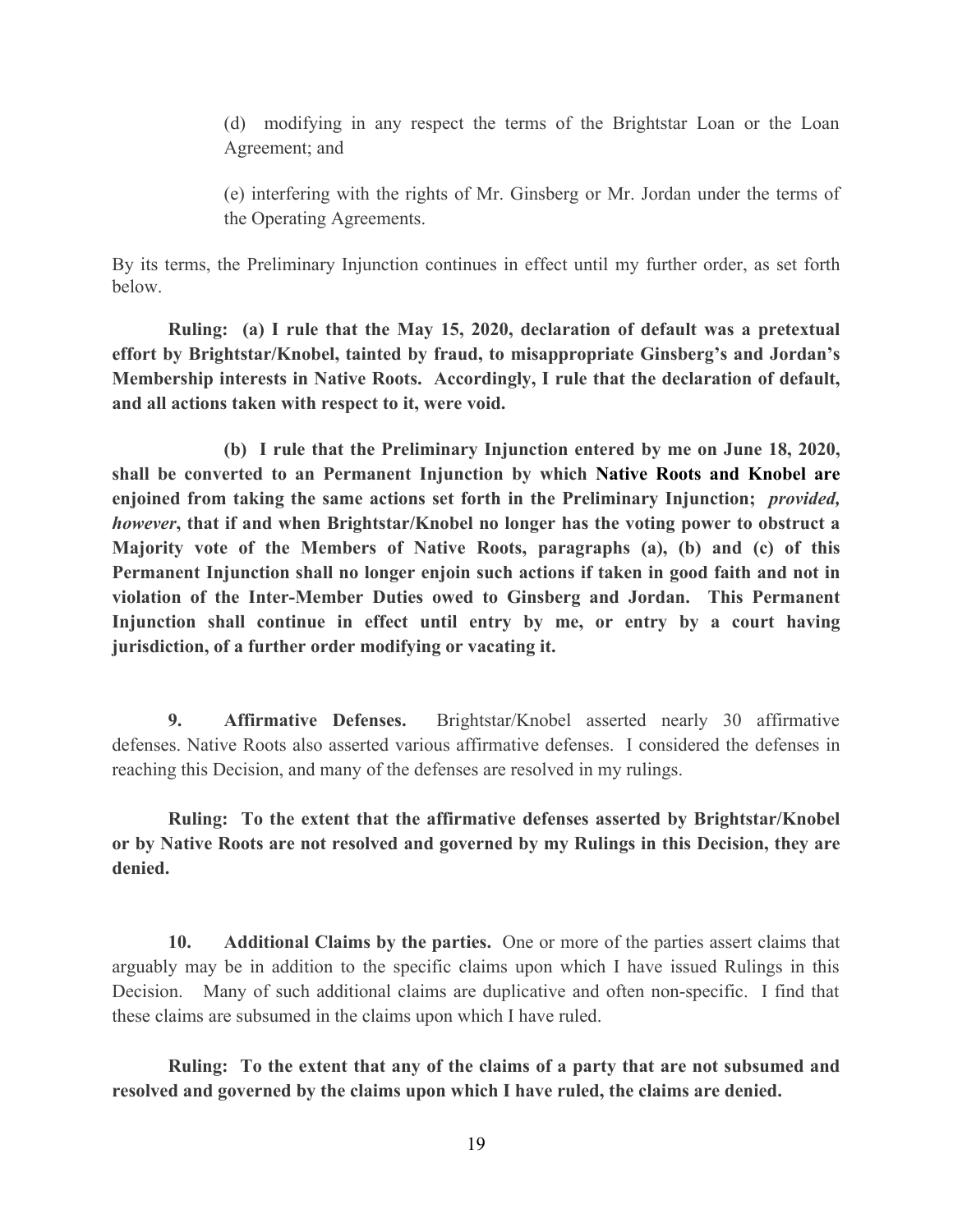(d) modifying in any respect the terms of the Brightstar Loan or the Loan Agreement; and

(e) interfering with the rights of Mr. Ginsberg or Mr. Jordan under the terms of the Operating Agreements.

By its terms, the Preliminary Injunction continues in effect until my further order, as set forth below.

**Ruling: (a) I rule that the May 15, 2020, declaration of default was a pretextual effort by Brightstar/Knobel, tainted by fraud, to misappropriate Ginsberg's and Jordan's Membership interests in Native Roots. Accordingly, I rule that the declaration of default, and all actions taken with respect to it, were void.**

**(b) I rule that the Preliminary Injunction entered by me on June 18, 2020, shall be converted to an Permanent Injunction by which Native Roots and Knobel are enjoined from taking the same actions set forth in the Preliminary Injunction; *provided, however*, that if and when Brightstar/Knobel no longer has the voting power to obstruct a Majority vote of the Members of Native Roots, paragraphs (a), (b) and (c) of this Permanent Injunction shall no longer enjoin such actions if taken in good faith and not in violation of the Inter-Member Duties owed to Ginsberg and Jordan. This Permanent Injunction shall continue in effect until entry by me, or entry by a court having jurisdiction, of a further order modifying or vacating it.**

**9. Affirmative Defenses.** Brightstar/Knobel asserted nearly 30 affirmative defenses. Native Roots also asserted various affirmative defenses. I considered the defenses in reaching this Decision, and many of the defenses are resolved in my rulings.

**Ruling: To the extent that the affirmative defenses asserted by Brightstar/Knobel or by Native Roots are not resolved and governed by my Rulings in this Decision, they are denied.**

**10. Additional Claims by the parties.** One or more of the parties assert claims that arguably may be in addition to the specific claims upon which I have issued Rulings in this Decision. Many of such additional claims are duplicative and often non-specific. I find that these claims are subsumed in the claims upon which I have ruled.

**Ruling: To the extent that any of the claims of a party that are not subsumed and resolved and governed by the claims upon which I have ruled, the claims are denied.**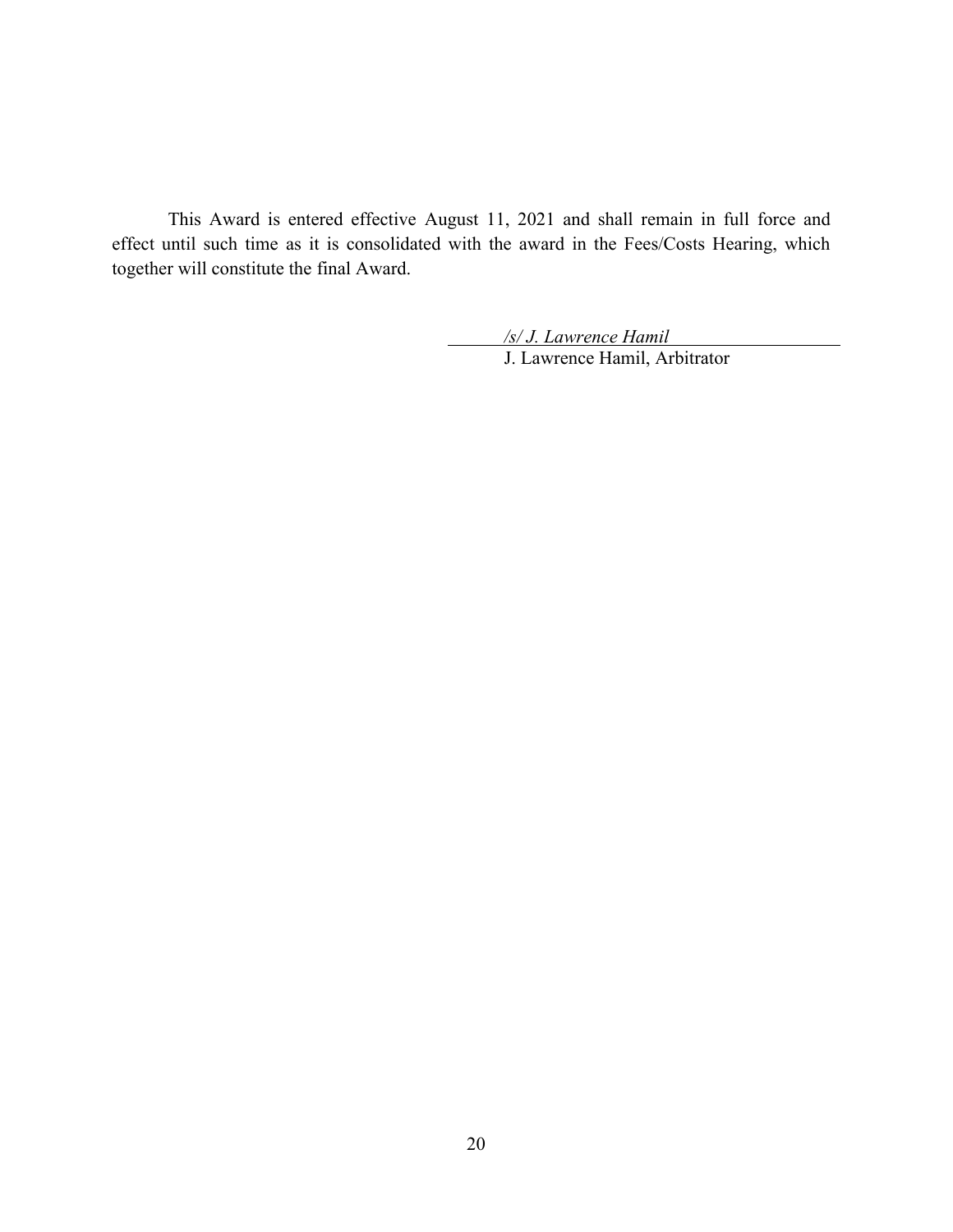This Award is entered effective August 11, 2021 and shall remain in full force and effect until such time as it is consolidated with the award in the Fees/Costs Hearing, which together will constitute the final Award.

*/s/ J. Lawrence Hamil*
J. Lawrence Hamil, Arbitrator